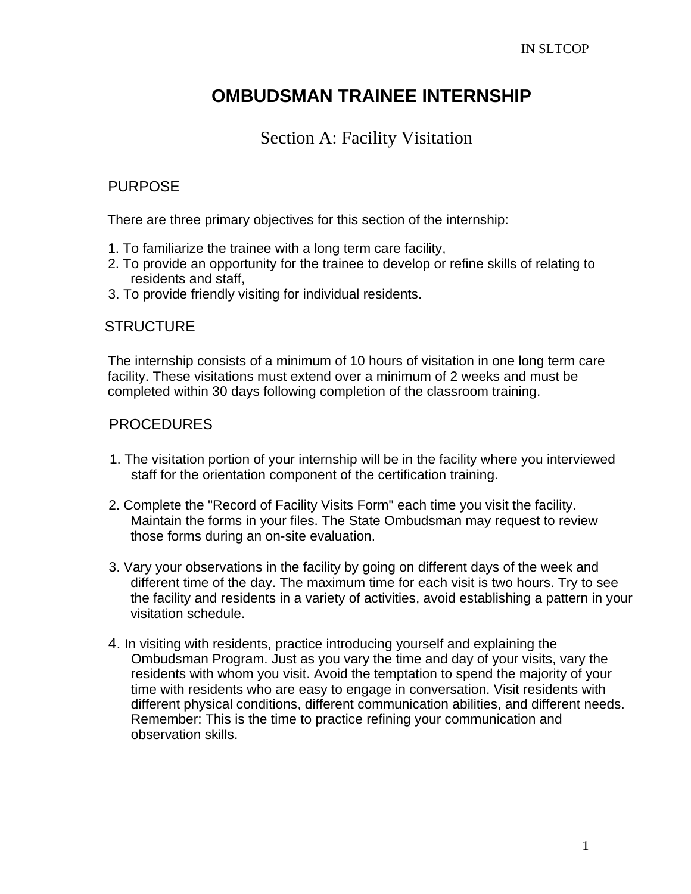# OMBUDSMAN TRAINEE INTERNSHIP

## Section A: Facility Visitation

### PURPOSE

There are three primary objectives for this section of the internship:

1. To familiarize the trainee with a long term care facility,
2. To provide an opportunity for the trainee to develop or refine skills of relating to residents and staff,
3. To provide friendly visiting for individual residents.

### STRUCTURE

The internship consists of a minimum of 10 hours of visitation in one long term care facility. These visitations must extend over a minimum of 2 weeks and must be completed within 30 days following completion of the classroom training.

### PROCEDURES

1. The visitation portion of your internship will be in the facility where you interviewed staff for the orientation component of the certification training.

2. Complete the "Record of Facility Visits Form" each time you visit the facility. Maintain the forms in your files. The State Ombudsman may request to review those forms during an on-site evaluation.

3. Vary your observations in the facility by going on different days of the week and different time of the day. The maximum time for each visit is two hours. Try to see the facility and residents in a variety of activities, avoid establishing a pattern in your visitation schedule.

4. In visiting with residents, practice introducing yourself and explaining the Ombudsman Program. Just as you vary the time and day of your visits, vary the residents with whom you visit. Avoid the temptation to spend the majority of your time with residents who are easy to engage in conversation. Visit residents with different physical conditions, different communication abilities, and different needs. Remember: This is the time to practice refining your communication and observation skills.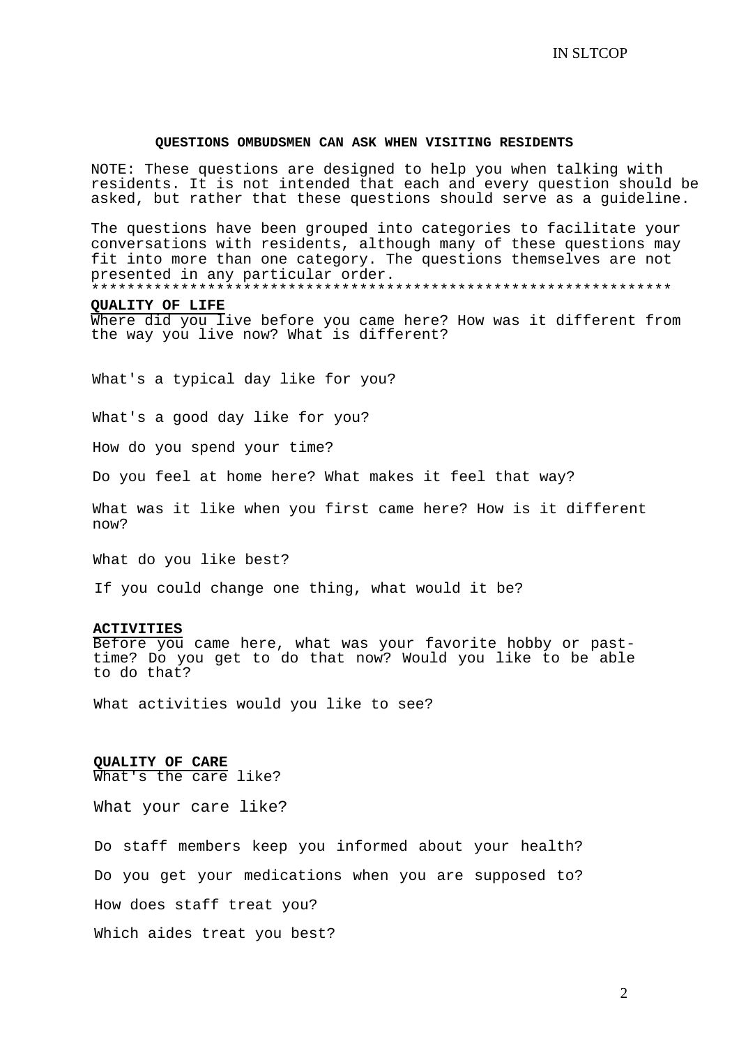## QUESTIONS OMBUDSMEN CAN ASK WHEN VISITING RESIDENTS

NOTE: These questions are designed to help you when talking with residents. It is not intended that each and every question should be asked, but rather that these questions should serve as a guideline.

The questions have been grouped into categories to facilitate your conversations with residents, although many of these questions may fit into more than one category. The questions themselves are not presented in any particular order.

*****************************************************************

### QUALITY OF LIFE

Where did you live before you came here? How was it different from the way you live now? What is different?

What's a typical day like for you?

What's a good day like for you?

How do you spend your time?

Do you feel at home here? What makes it feel that way?

What was it like when you first came here? How is it different now?

What do you like best?

If you could change one thing, what would it be?

### ACTIVITIES

Before you came here, what was your favorite hobby or past-time? Do you get to do that now? Would you like to be able to do that?

What activities would you like to see?

### QUALITY OF CARE

What's the care like?

What your care like?

Do staff members keep you informed about your health?

Do you get your medications when you are supposed to?

How does staff treat you?

Which aides treat you best?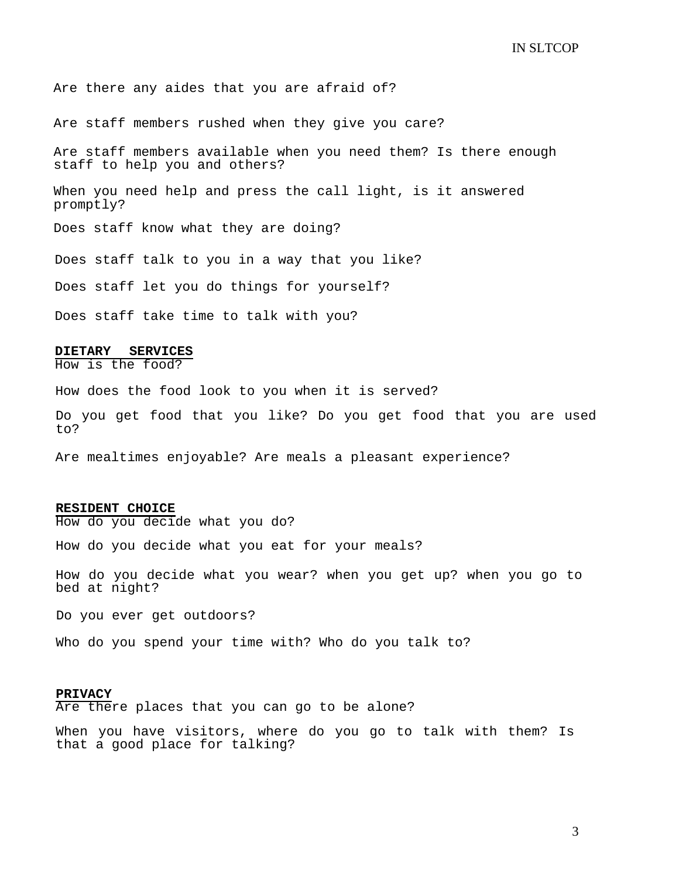Are there any aides that you are afraid of?

Are staff members rushed when they give you care?

Are staff members available when you need them? Is there enough staff to help you and others?

When you need help and press the call light, is it answered promptly?

Does staff know what they are doing?

Does staff talk to you in a way that you like?

Does staff let you do things for yourself?

Does staff take time to talk with you?

## DIETARY SERVICES

How is the food?

How does the food look to you when it is served?

Do you get food that you like? Do you get food that you are used to?

Are mealtimes enjoyable? Are meals a pleasant experience?

## RESIDENT CHOICE

How do you decide what you do?

How do you decide what you eat for your meals?

How do you decide what you wear? when you get up? when you go to bed at night?

Do you ever get outdoors?

Who do you spend your time with? Who do you talk to?

## PRIVACY

Are there places that you can go to be alone?

When you have visitors, where do you go to talk with them? Is that a good place for talking?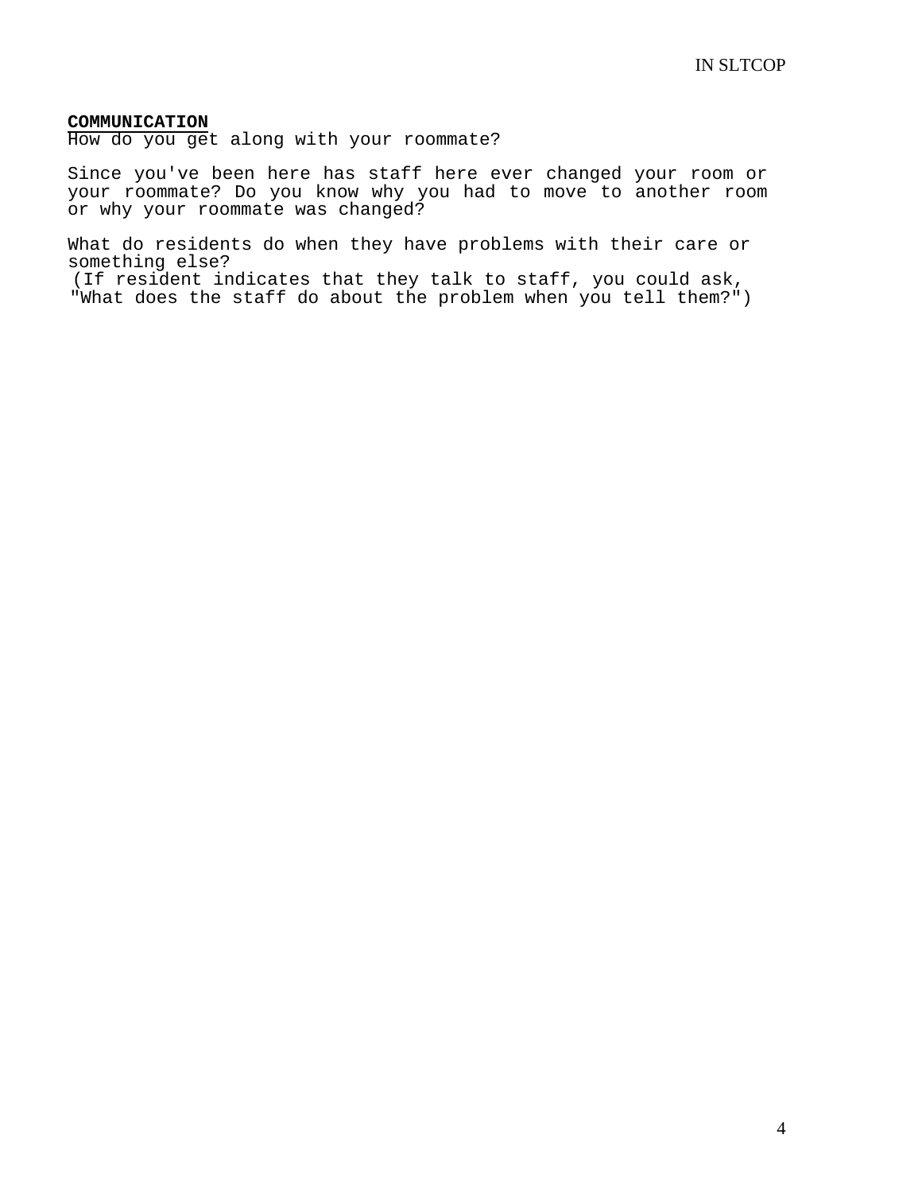**COMMUNICATION**

How do you get along with your roommate?

Since you've been here has staff here ever changed your room or your roommate? Do you know why you had to move to another room or why your roommate was changed?

What do residents do when they have problems with their care or something else?
(If resident indicates that they talk to staff, you could ask, "What does the staff do about the problem when you tell them?")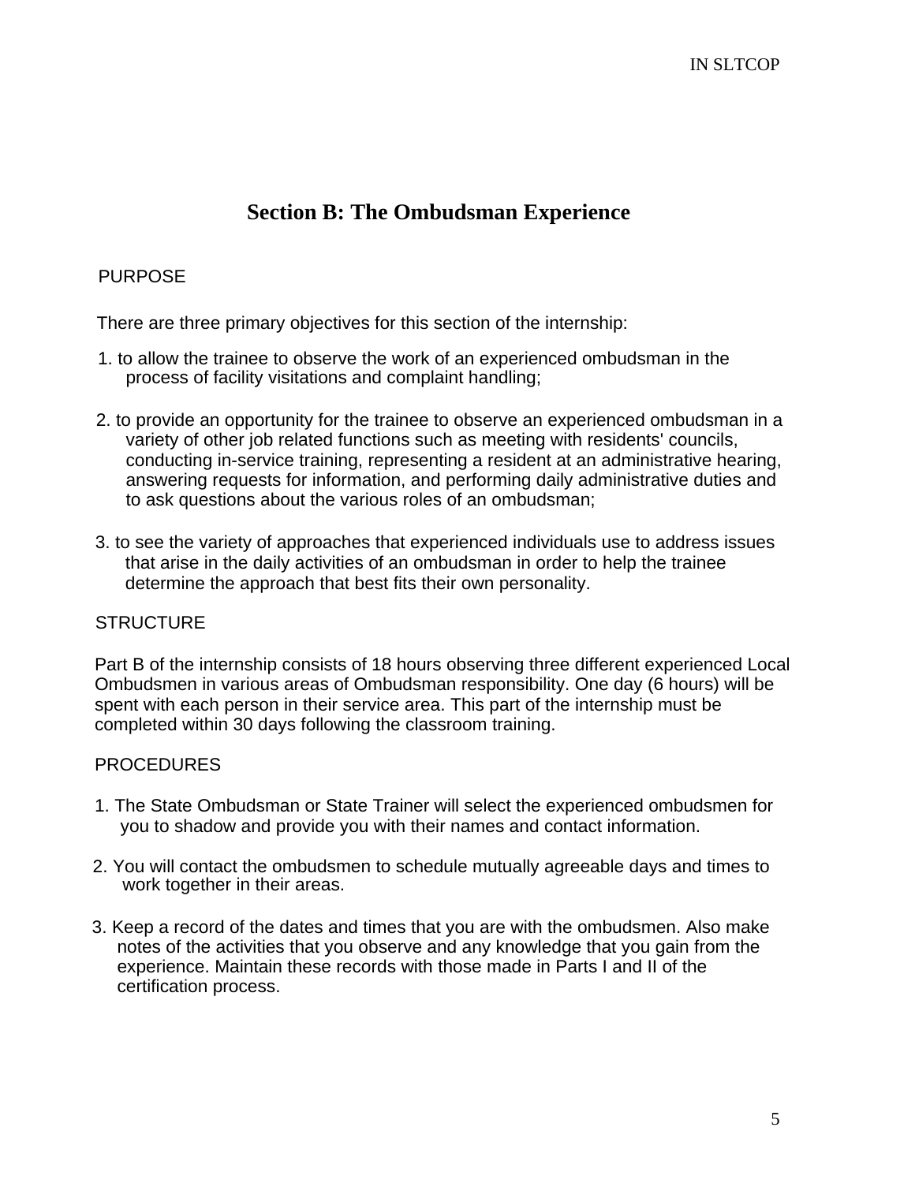# Section B: The Ombudsman Experience

PURPOSE

There are three primary objectives for this section of the internship:

1. to allow the trainee to observe the work of an experienced ombudsman in the process of facility visitations and complaint handling;

2. to provide an opportunity for the trainee to observe an experienced ombudsman in a variety of other job related functions such as meeting with residents' councils, conducting in-service training, representing a resident at an administrative hearing, answering requests for information, and performing daily administrative duties and to ask questions about the various roles of an ombudsman;

3. to see the variety of approaches that experienced individuals use to address issues that arise in the daily activities of an ombudsman in order to help the trainee determine the approach that best fits their own personality.

STRUCTURE

Part B of the internship consists of 18 hours observing three different experienced Local Ombudsmen in various areas of Ombudsman responsibility. One day (6 hours) will be spent with each person in their service area. This part of the internship must be completed within 30 days following the classroom training.

PROCEDURES

1. The State Ombudsman or State Trainer will select the experienced ombudsmen for you to shadow and provide you with their names and contact information.

2. You will contact the ombudsmen to schedule mutually agreeable days and times to work together in their areas.

3. Keep a record of the dates and times that you are with the ombudsmen. Also make notes of the activities that you observe and any knowledge that you gain from the experience. Maintain these records with those made in Parts I and II of the certification process.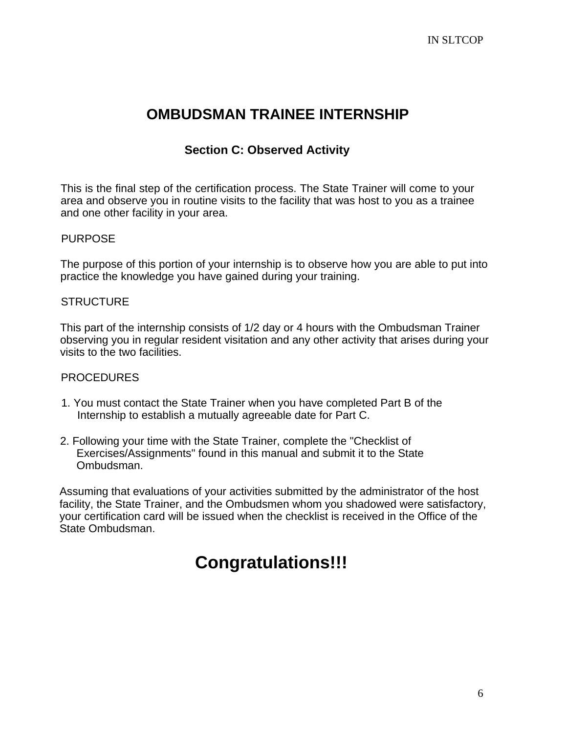# OMBUDSMAN TRAINEE INTERNSHIP

## Section C: Observed Activity

This is the final step of the certification process. The State Trainer will come to your area and observe you in routine visits to the facility that was host to you as a trainee and one other facility in your area.

PURPOSE

The purpose of this portion of your internship is to observe how you are able to put into practice the knowledge you have gained during your training.

STRUCTURE

This part of the internship consists of 1/2 day or 4 hours with the Ombudsman Trainer observing you in regular resident visitation and any other activity that arises during your visits to the two facilities.

PROCEDURES

1. You must contact the State Trainer when you have completed Part B of the Internship to establish a mutually agreeable date for Part C.

2. Following your time with the State Trainer, complete the "Checklist of Exercises/Assignments" found in this manual and submit it to the State Ombudsman.

Assuming that evaluations of your activities submitted by the administrator of the host facility, the State Trainer, and the Ombudsmen whom you shadowed were satisfactory, your certification card will be issued when the checklist is received in the Office of the State Ombudsman.

# Congratulations!!!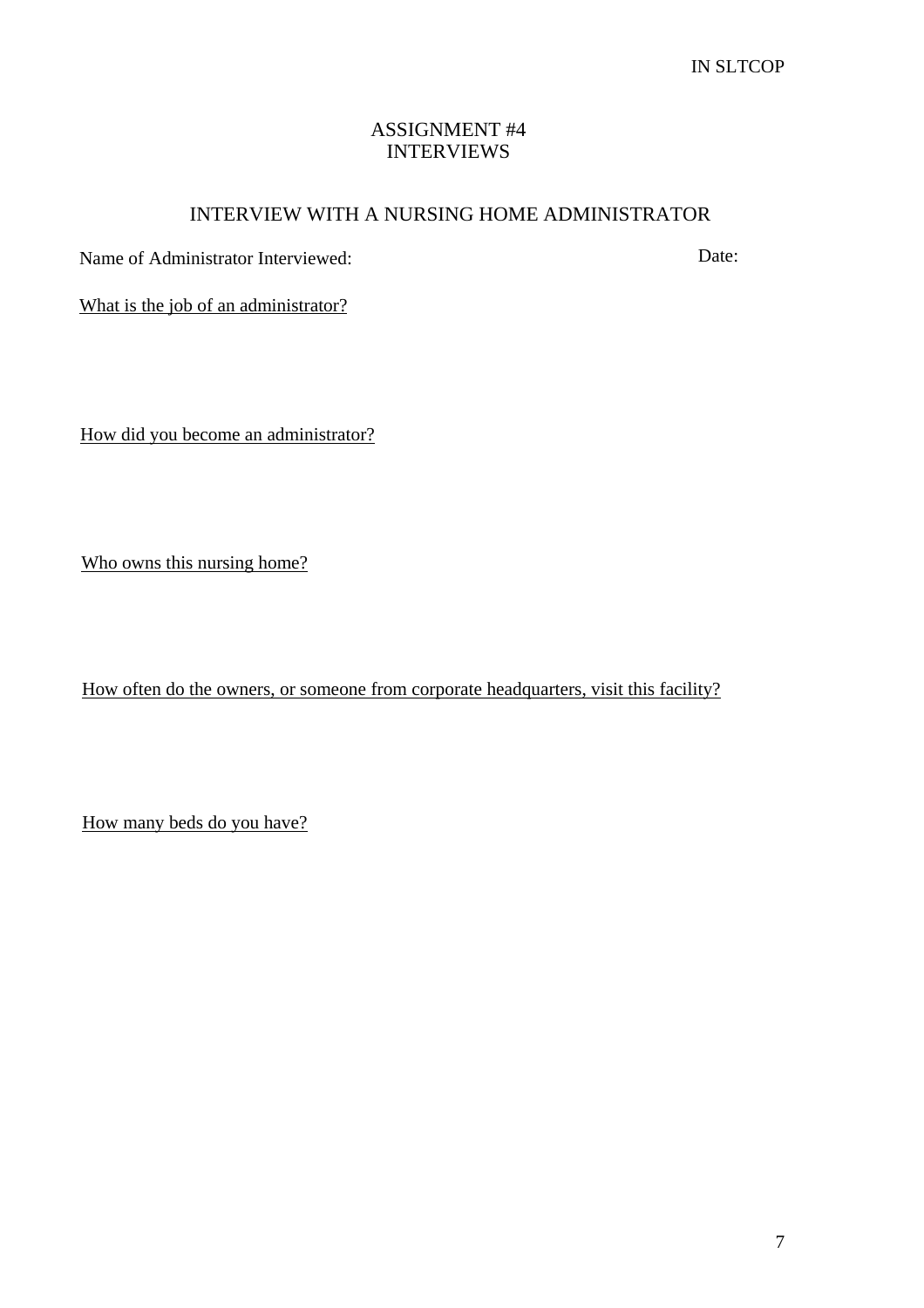# ASSIGNMENT #4
# INTERVIEWS

## INTERVIEW WITH A NURSING HOME ADMINISTRATOR

Name of Administrator Interviewed: Date:

<u>What is the job of an administrator?</u>

<u>How did you become an administrator?</u>

<u>Who owns this nursing home?</u>

<u>How often do the owners, or someone from corporate headquarters, visit this facility?</u>

<u>How many beds do you have?</u>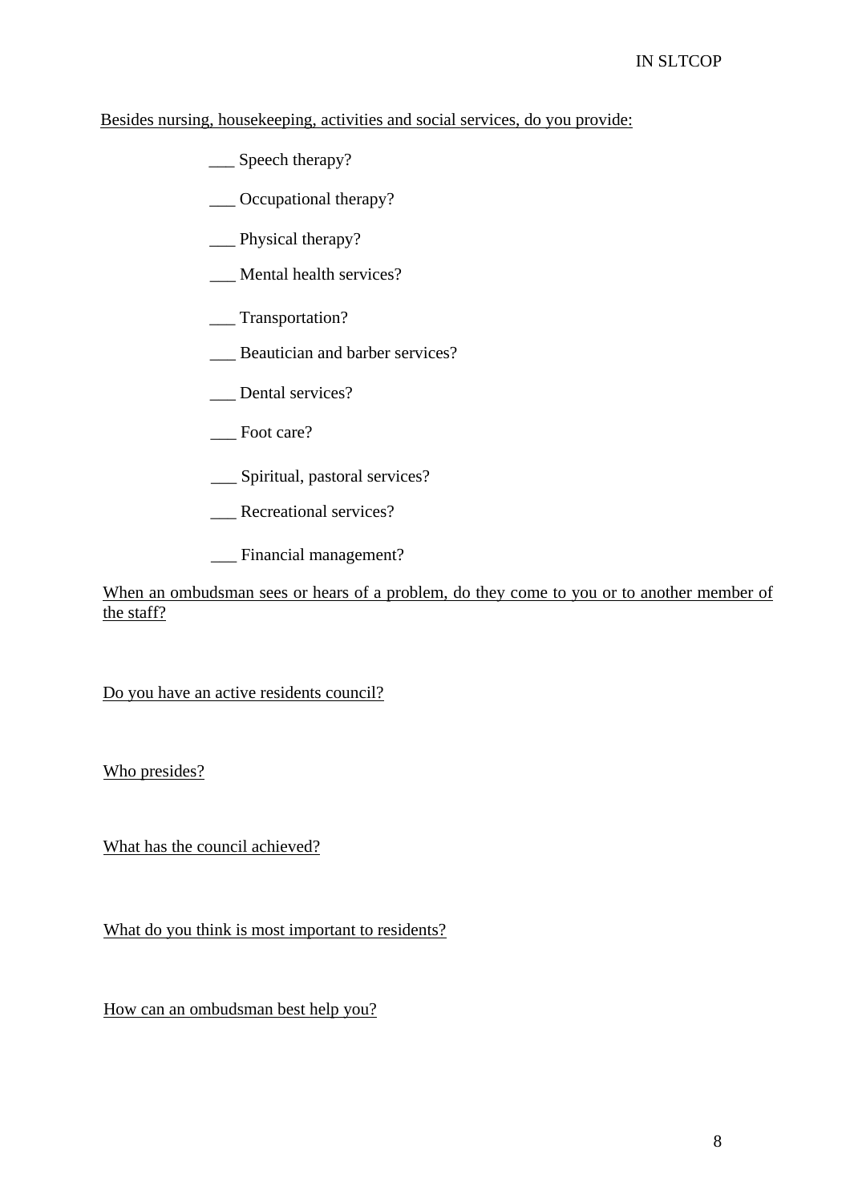Besides nursing, housekeeping, activities and social services, do you provide:

- ___ Speech therapy?
- ___ Occupational therapy?
- ___ Physical therapy?
- ___ Mental health services?
- ___ Transportation?
- ___ Beautician and barber services?
- ___ Dental services?
- ___ Foot care?
- ___ Spiritual, pastoral services?
- ___ Recreational services?
- ___ Financial management?

When an ombudsman sees or hears of a problem, do they come to you or to another member of the staff?

Do you have an active residents council?

Who presides?

What has the council achieved?

What do you think is most important to residents?

How can an ombudsman best help you?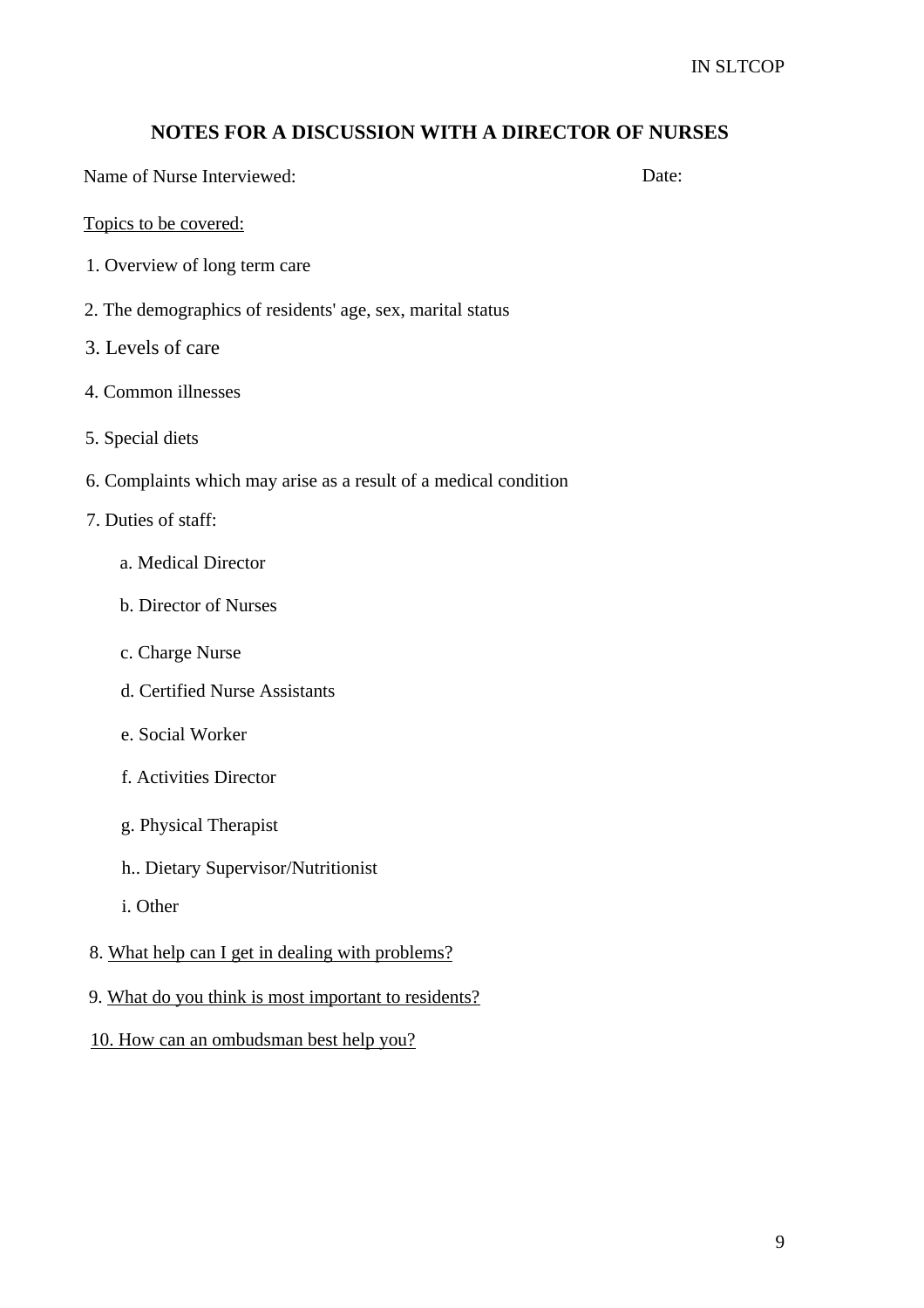## NOTES FOR A DISCUSSION WITH A DIRECTOR OF NURSES

Name of Nurse Interviewed: Date:

Topics to be covered:

1. Overview of long term care
2. The demographics of residents' age, sex, marital status
3. Levels of care
4. Common illnesses
5. Special diets
6. Complaints which may arise as a result of a medical condition
7. Duties of staff:
   - a. Medical Director
   - b. Director of Nurses
   - c. Charge Nurse
   - d. Certified Nurse Assistants
   - e. Social Worker
   - f. Activities Director
   - g. Physical Therapist
   - h.. Dietary Supervisor/Nutritionist
   - i. Other
8. What help can I get in dealing with problems?
9. What do you think is most important to residents?
10. How can an ombudsman best help you?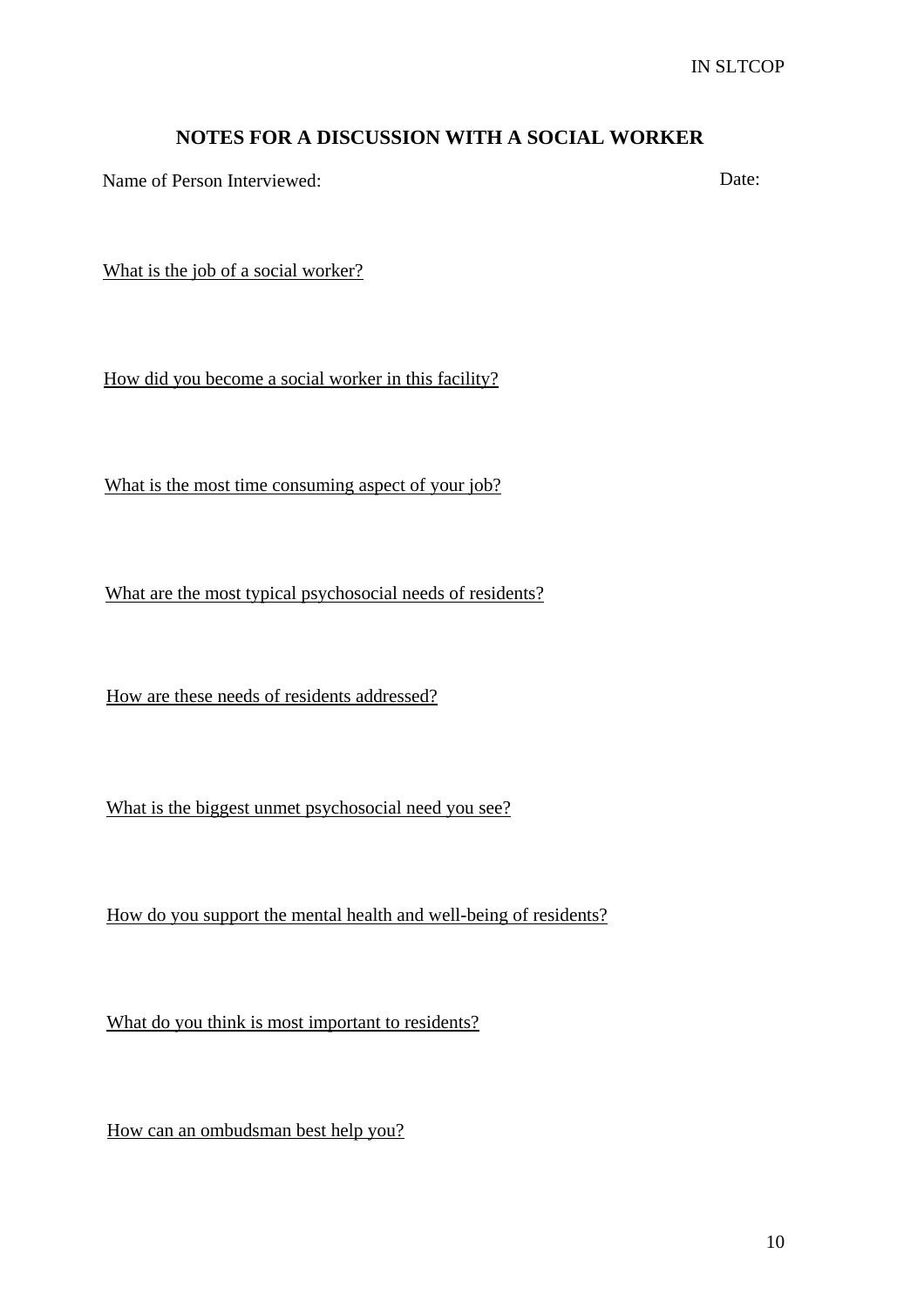## NOTES FOR A DISCUSSION WITH A SOCIAL WORKER

Name of Person Interviewed: Date:

What is the job of a social worker?

How did you become a social worker in this facility?

What is the most time consuming aspect of your job?

What are the most typical psychosocial needs of residents?

How are these needs of residents addressed?

What is the biggest unmet psychosocial need you see?

How do you support the mental health and well-being of residents?

What do you think is most important to residents?

How can an ombudsman best help you?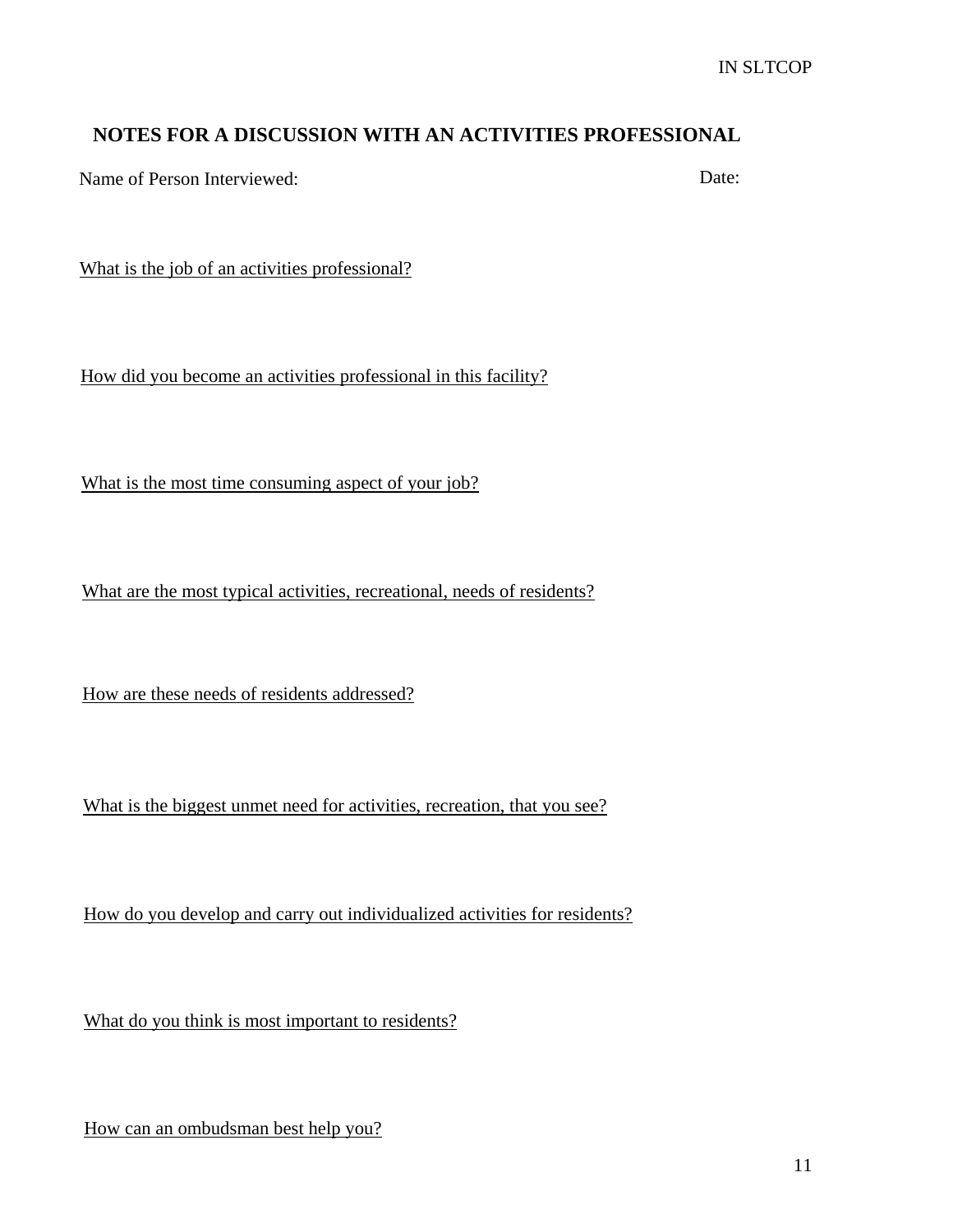## NOTES FOR A DISCUSSION WITH AN ACTIVITIES PROFESSIONAL

Name of Person Interviewed: Date:

What is the job of an activities professional?

How did you become an activities professional in this facility?

What is the most time consuming aspect of your job?

What are the most typical activities, recreational, needs of residents?

How are these needs of residents addressed?

What is the biggest unmet need for activities, recreation, that you see?

How do you develop and carry out individualized activities for residents?

What do you think is most important to residents?

How can an ombudsman best help you?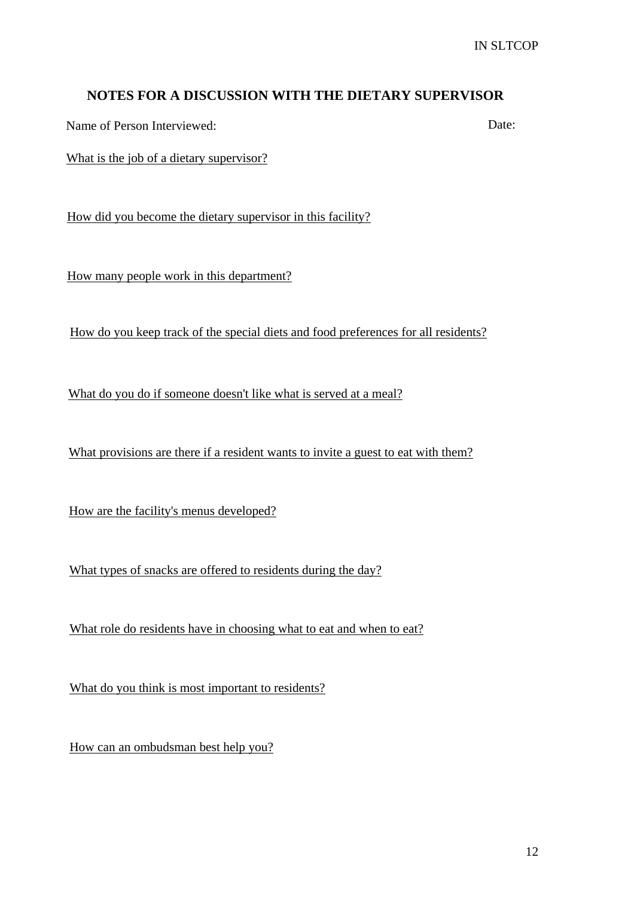## NOTES FOR A DISCUSSION WITH THE DIETARY SUPERVISOR

Name of Person Interviewed: Date:

What is the job of a dietary supervisor?

How did you become the dietary supervisor in this facility?

How many people work in this department?

How do you keep track of the special diets and food preferences for all residents?

What do you do if someone doesn't like what is served at a meal?

What provisions are there if a resident wants to invite a guest to eat with them?

How are the facility's menus developed?

What types of snacks are offered to residents during the day?

What role do residents have in choosing what to eat and when to eat?

What do you think is most important to residents?

How can an ombudsman best help you?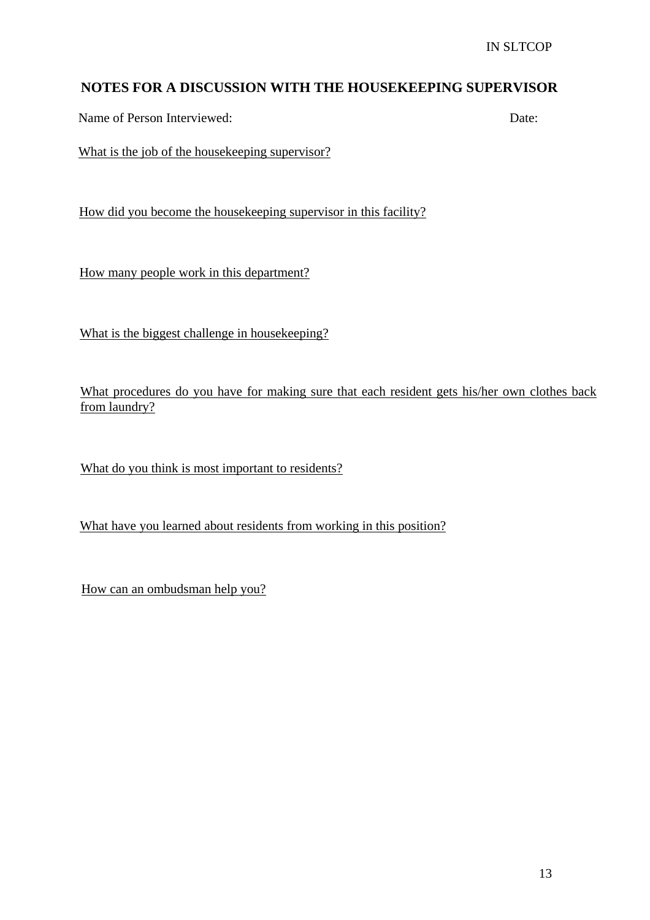## NOTES FOR A DISCUSSION WITH THE HOUSEKEEPING SUPERVISOR

Name of Person Interviewed: Date:

What is the job of the housekeeping supervisor?

How did you become the housekeeping supervisor in this facility?

How many people work in this department?

What is the biggest challenge in housekeeping?

What procedures do you have for making sure that each resident gets his/her own clothes back from laundry?

What do you think is most important to residents?

What have you learned about residents from working in this position?

How can an ombudsman help you?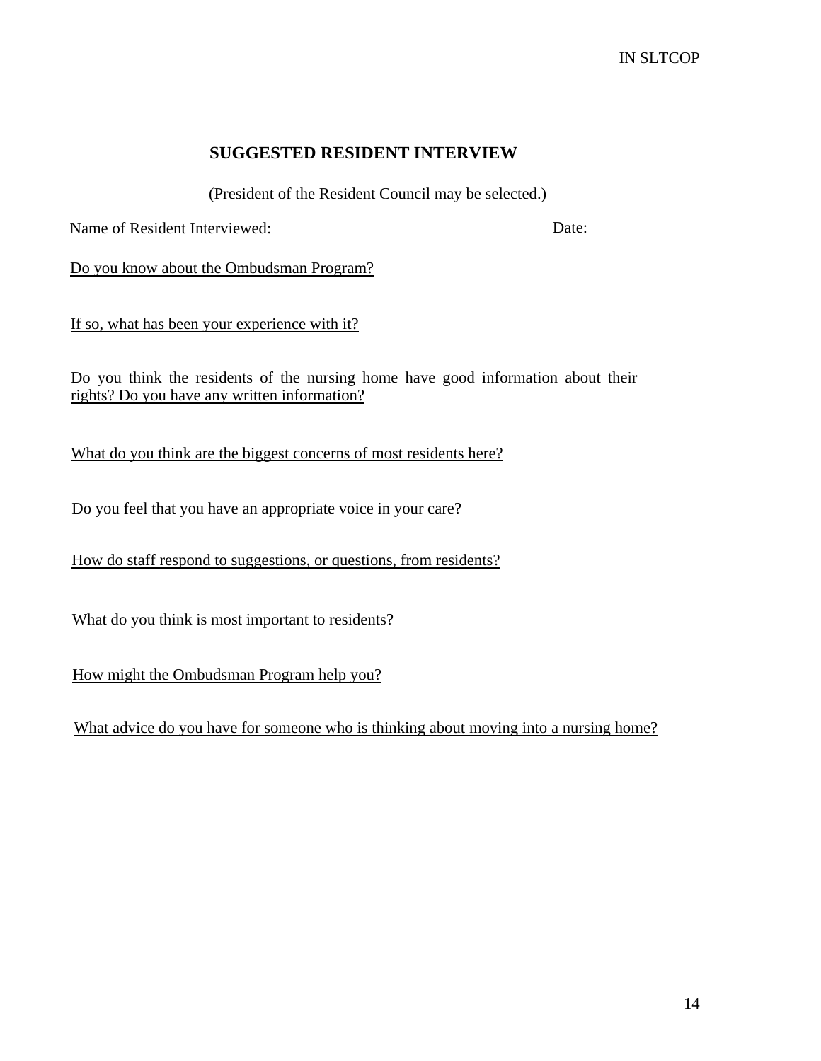## SUGGESTED RESIDENT INTERVIEW

(President of the Resident Council may be selected.)

Name of Resident Interviewed: Date:

Do you know about the Ombudsman Program?

If so, what has been your experience with it?

Do you think the residents of the nursing home have good information about their rights? Do you have any written information?

What do you think are the biggest concerns of most residents here?

Do you feel that you have an appropriate voice in your care?

How do staff respond to suggestions, or questions, from residents?

What do you think is most important to residents?

How might the Ombudsman Program help you?

What advice do you have for someone who is thinking about moving into a nursing home?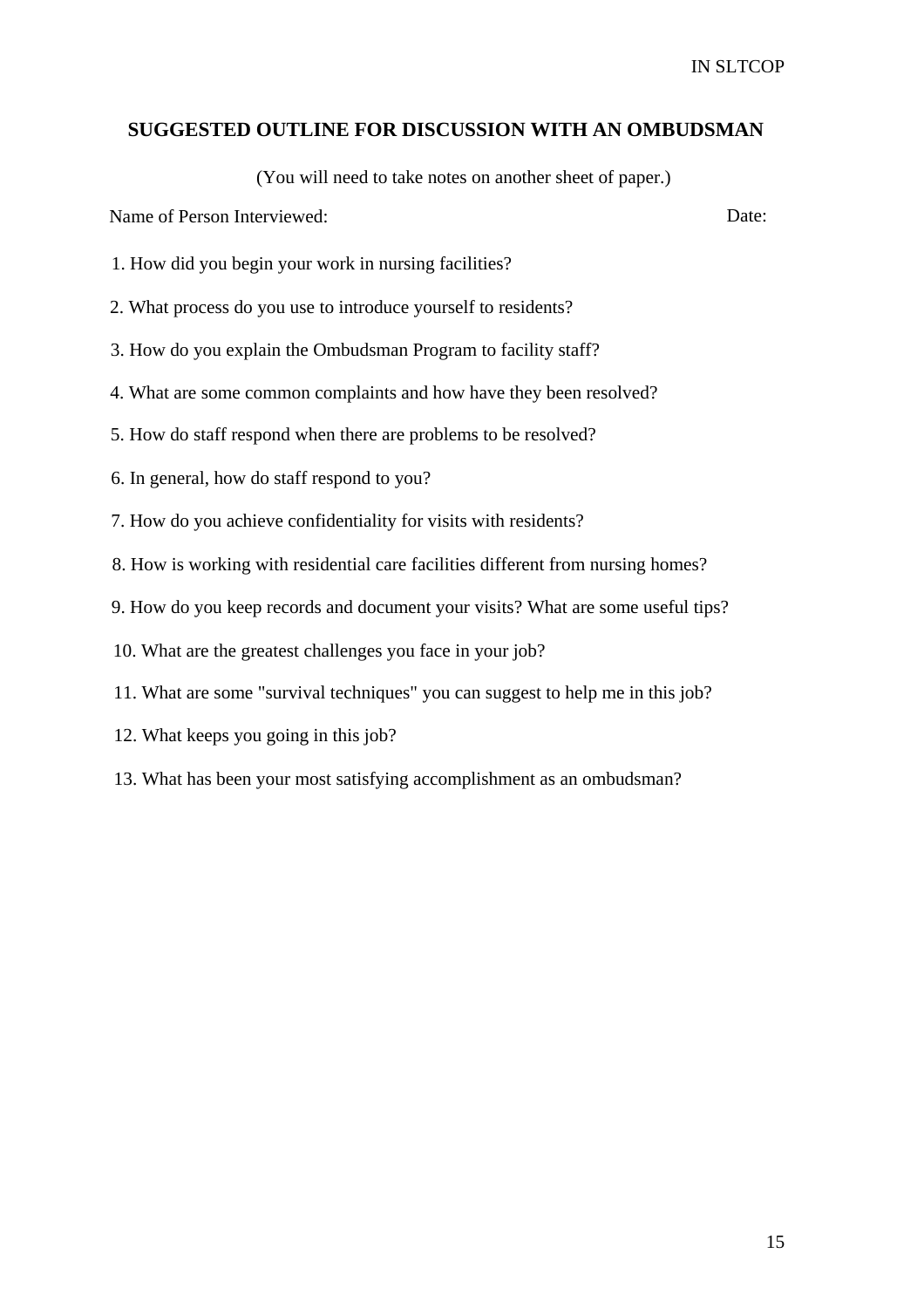## SUGGESTED OUTLINE FOR DISCUSSION WITH AN OMBUDSMAN

(You will need to take notes on another sheet of paper.)

Name of Person Interviewed: Date:

1. How did you begin your work in nursing facilities?
2. What process do you use to introduce yourself to residents?
3. How do you explain the Ombudsman Program to facility staff?
4. What are some common complaints and how have they been resolved?
5. How do staff respond when there are problems to be resolved?
6. In general, how do staff respond to you?
7. How do you achieve confidentiality for visits with residents?
8. How is working with residential care facilities different from nursing homes?
9. How do you keep records and document your visits? What are some useful tips?
10. What are the greatest challenges you face in your job?
11. What are some "survival techniques" you can suggest to help me in this job?
12. What keeps you going in this job?
13. What has been your most satisfying accomplishment as an ombudsman?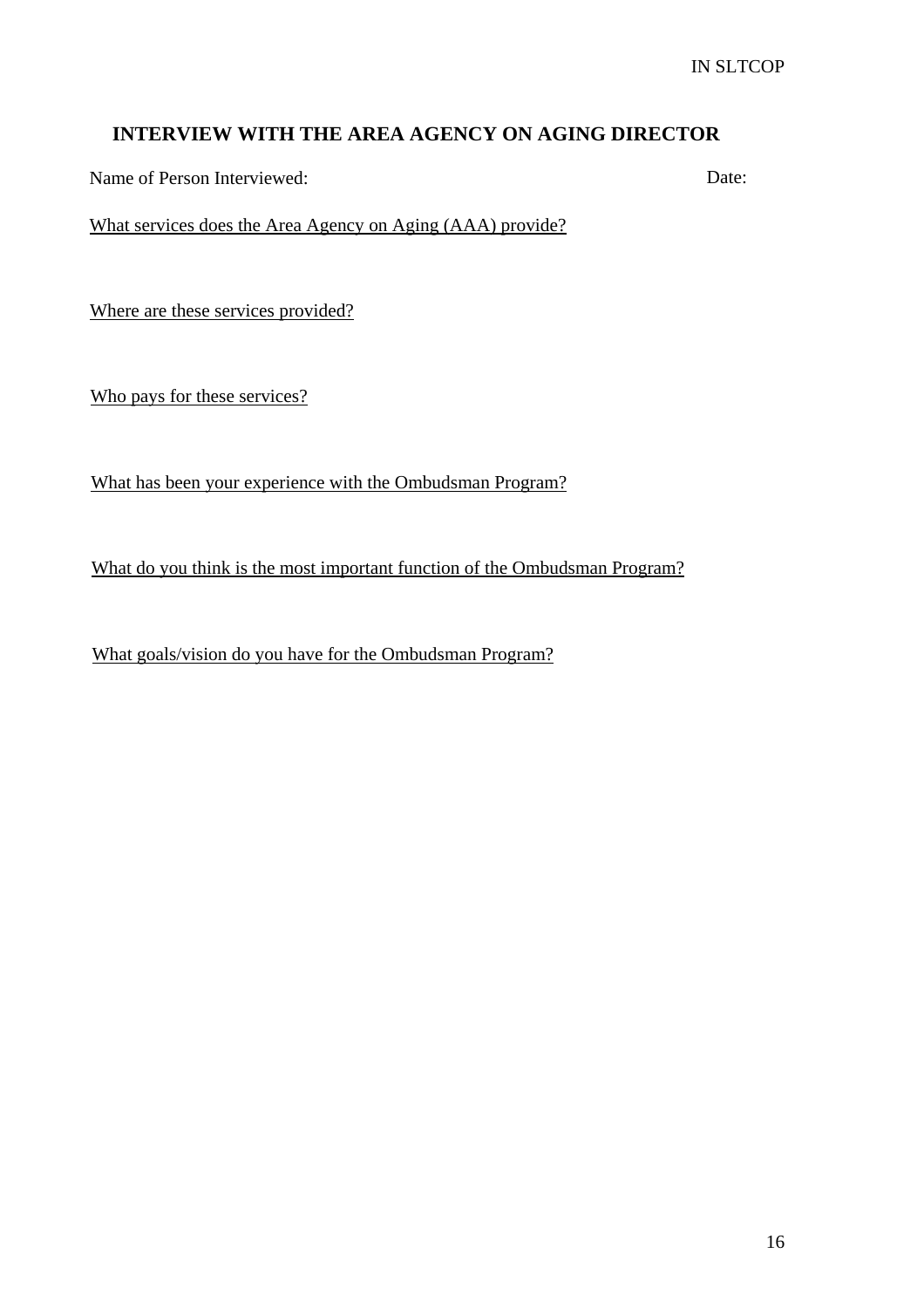## INTERVIEW WITH THE AREA AGENCY ON AGING DIRECTOR

Name of Person Interviewed: Date:

What services does the Area Agency on Aging (AAA) provide?

Where are these services provided?

Who pays for these services?

What has been your experience with the Ombudsman Program?

What do you think is the most important function of the Ombudsman Program?

What goals/vision do you have for the Ombudsman Program?